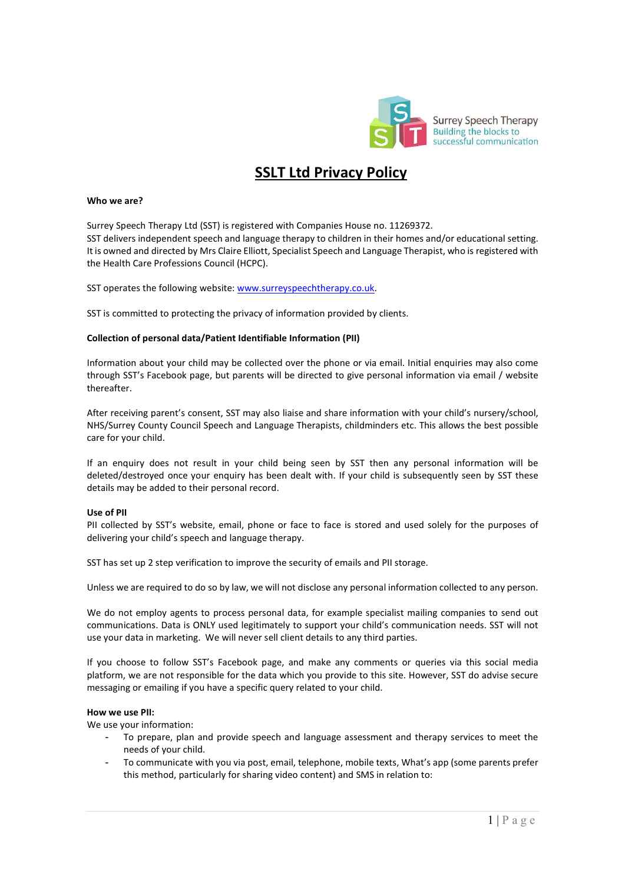Surrey Speech Therapy
Building the blocks to successful communication

# SSLT Ltd Privacy Policy

**Who we are?**

Surrey Speech Therapy Ltd (SST) is registered with Companies House no. 11269372.
SST delivers independent speech and language therapy to children in their homes and/or educational setting. It is owned and directed by Mrs Claire Elliott, Specialist Speech and Language Therapist, who is registered with the Health Care Professions Council (HCPC).

SST operates the following website: [www.surreyspeechtherapy.co.uk](http://www.surreyspeechtherapy.co.uk).

SST is committed to protecting the privacy of information provided by clients.

**Collection of personal data/Patient Identifiable Information (PII)**

Information about your child may be collected over the phone or via email. Initial enquiries may also come through SST's Facebook page, but parents will be directed to give personal information via email / website thereafter.

After receiving parent's consent, SST may also liaise and share information with your child's nursery/school, NHS/Surrey County Council Speech and Language Therapists, childminders etc. This allows the best possible care for your child.

If an enquiry does not result in your child being seen by SST then any personal information will be deleted/destroyed once your enquiry has been dealt with. If your child is subsequently seen by SST these details may be added to their personal record.

**Use of PII**
PII collected by SST's website, email, phone or face to face is stored and used solely for the purposes of delivering your child's speech and language therapy.

SST has set up 2 step verification to improve the security of emails and PII storage.

Unless we are required to do so by law, we will not disclose any personal information collected to any person.

We do not employ agents to process personal data, for example specialist mailing companies to send out communications. Data is ONLY used legitimately to support your child's communication needs. SST will not use your data in marketing. We will never sell client details to any third parties.

If you choose to follow SST's Facebook page, and make any comments or queries via this social media platform, we are not responsible for the data which you provide to this site. However, SST do advise secure messaging or emailing if you have a specific query related to your child.

**How we use PII:**
We use your information:

- To prepare, plan and provide speech and language assessment and therapy services to meet the needs of your child.
- To communicate with you via post, email, telephone, mobile texts, What's app (some parents prefer this method, particularly for sharing video content) and SMS in relation to: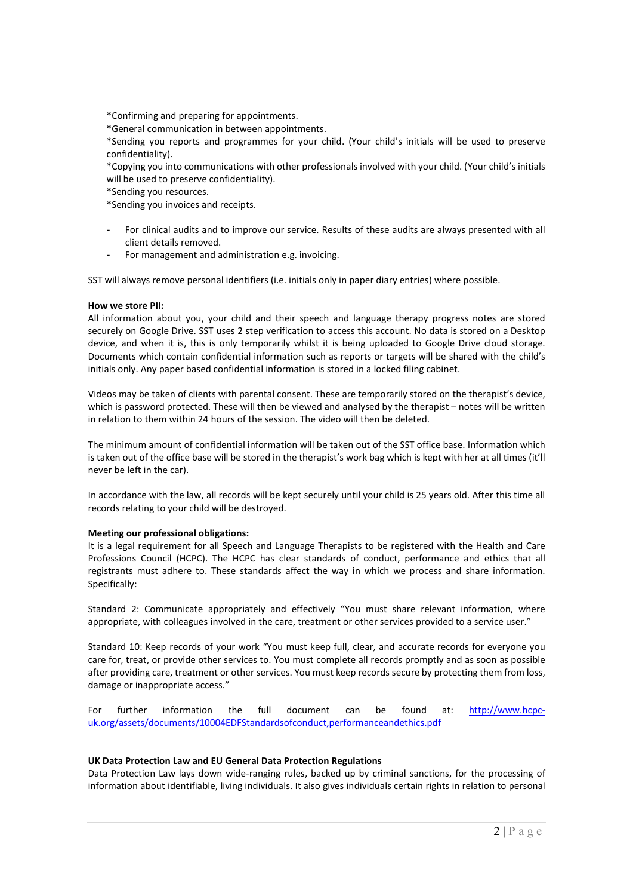*Confirming and preparing for appointments.
*General communication in between appointments.
*Sending you reports and programmes for your child. (Your child's initials will be used to preserve confidentiality).
*Copying you into communications with other professionals involved with your child. (Your child's initials will be used to preserve confidentiality).
*Sending you resources.
*Sending you invoices and receipts.

- For clinical audits and to improve our service. Results of these audits are always presented with all client details removed.
- For management and administration e.g. invoicing.

SST will always remove personal identifiers (i.e. initials only in paper diary entries) where possible.

**How we store PII:**
All information about you, your child and their speech and language therapy progress notes are stored securely on Google Drive. SST uses 2 step verification to access this account. No data is stored on a Desktop device, and when it is, this is only temporarily whilst it is being uploaded to Google Drive cloud storage. Documents which contain confidential information such as reports or targets will be shared with the child's initials only. Any paper based confidential information is stored in a locked filing cabinet.

Videos may be taken of clients with parental consent. These are temporarily stored on the therapist's device, which is password protected. These will then be viewed and analysed by the therapist – notes will be written in relation to them within 24 hours of the session. The video will then be deleted.

The minimum amount of confidential information will be taken out of the SST office base. Information which is taken out of the office base will be stored in the therapist's work bag which is kept with her at all times (it'll never be left in the car).

In accordance with the law, all records will be kept securely until your child is 25 years old. After this time all records relating to your child will be destroyed.

**Meeting our professional obligations:**
It is a legal requirement for all Speech and Language Therapists to be registered with the Health and Care Professions Council (HCPC). The HCPC has clear standards of conduct, performance and ethics that all registrants must adhere to. These standards affect the way in which we process and share information. Specifically:

Standard 2: Communicate appropriately and effectively "You must share relevant information, where appropriate, with colleagues involved in the care, treatment or other services provided to a service user."

Standard 10: Keep records of your work "You must keep full, clear, and accurate records for everyone you care for, treat, or provide other services to. You must complete all records promptly and as soon as possible after providing care, treatment or other services. You must keep records secure by protecting them from loss, damage or inappropriate access."

For further information the full document can be found at: [http://www.hcpc-uk.org/assets/documents/10004EDFStandardsofconduct,performanceandethics.pdf](http://www.hcpc-uk.org/assets/documents/10004EDFStandardsofconduct,performanceandethics.pdf)

**UK Data Protection Law and EU General Data Protection Regulations**
Data Protection Law lays down wide-ranging rules, backed up by criminal sanctions, for the processing of information about identifiable, living individuals. It also gives individuals certain rights in relation to personal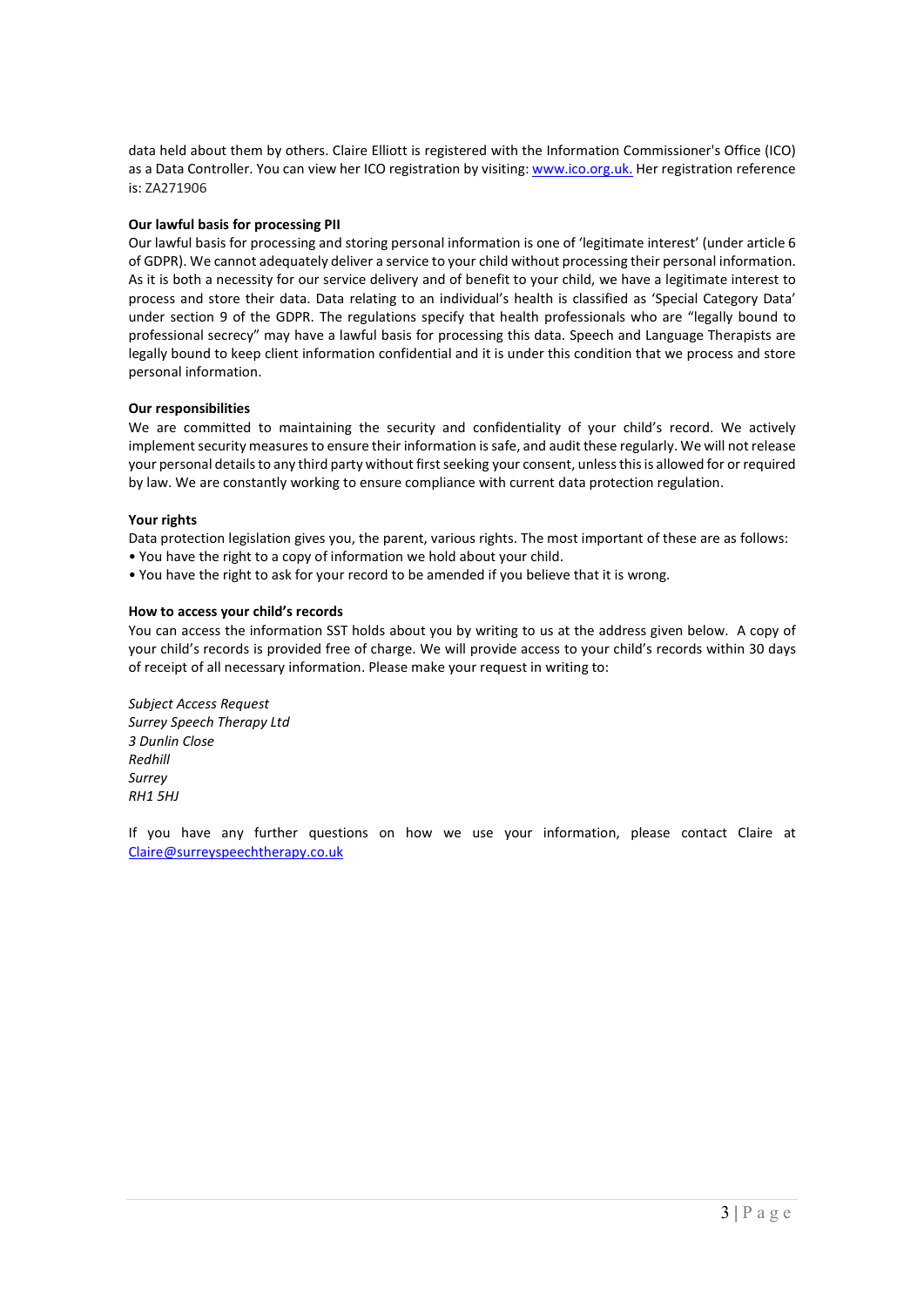data held about them by others. Claire Elliott is registered with the Information Commissioner's Office (ICO) as a Data Controller. You can view her ICO registration by visiting: [www.ico.org.uk.](http://www.ico.org.uk) Her registration reference is: ZA271906

**Our lawful basis for processing PII**

Our lawful basis for processing and storing personal information is one of 'legitimate interest' (under article 6 of GDPR). We cannot adequately deliver a service to your child without processing their personal information. As it is both a necessity for our service delivery and of benefit to your child, we have a legitimate interest to process and store their data. Data relating to an individual's health is classified as 'Special Category Data' under section 9 of the GDPR. The regulations specify that health professionals who are "legally bound to professional secrecy" may have a lawful basis for processing this data. Speech and Language Therapists are legally bound to keep client information confidential and it is under this condition that we process and store personal information.

**Our responsibilities**

We are committed to maintaining the security and confidentiality of your child's record. We actively implement security measures to ensure their information is safe, and audit these regularly. We will not release your personal details to any third party without first seeking your consent, unless this is allowed for or required by law. We are constantly working to ensure compliance with current data protection regulation.

**Your rights**

Data protection legislation gives you, the parent, various rights. The most important of these are as follows:

- You have the right to a copy of information we hold about your child.
- You have the right to ask for your record to be amended if you believe that it is wrong.

**How to access your child's records**

You can access the information SST holds about you by writing to us at the address given below. A copy of your child's records is provided free of charge. We will provide access to your child's records within 30 days of receipt of all necessary information. Please make your request in writing to:

*Subject Access Request*
*Surrey Speech Therapy Ltd*
*3 Dunlin Close*
*Redhill*
*Surrey*
*RH1 5HJ*

If you have any further questions on how we use your information, please contact Claire at [Claire@surreyspeechtherapy.co.uk](mailto:Claire@surreyspeechtherapy.co.uk)